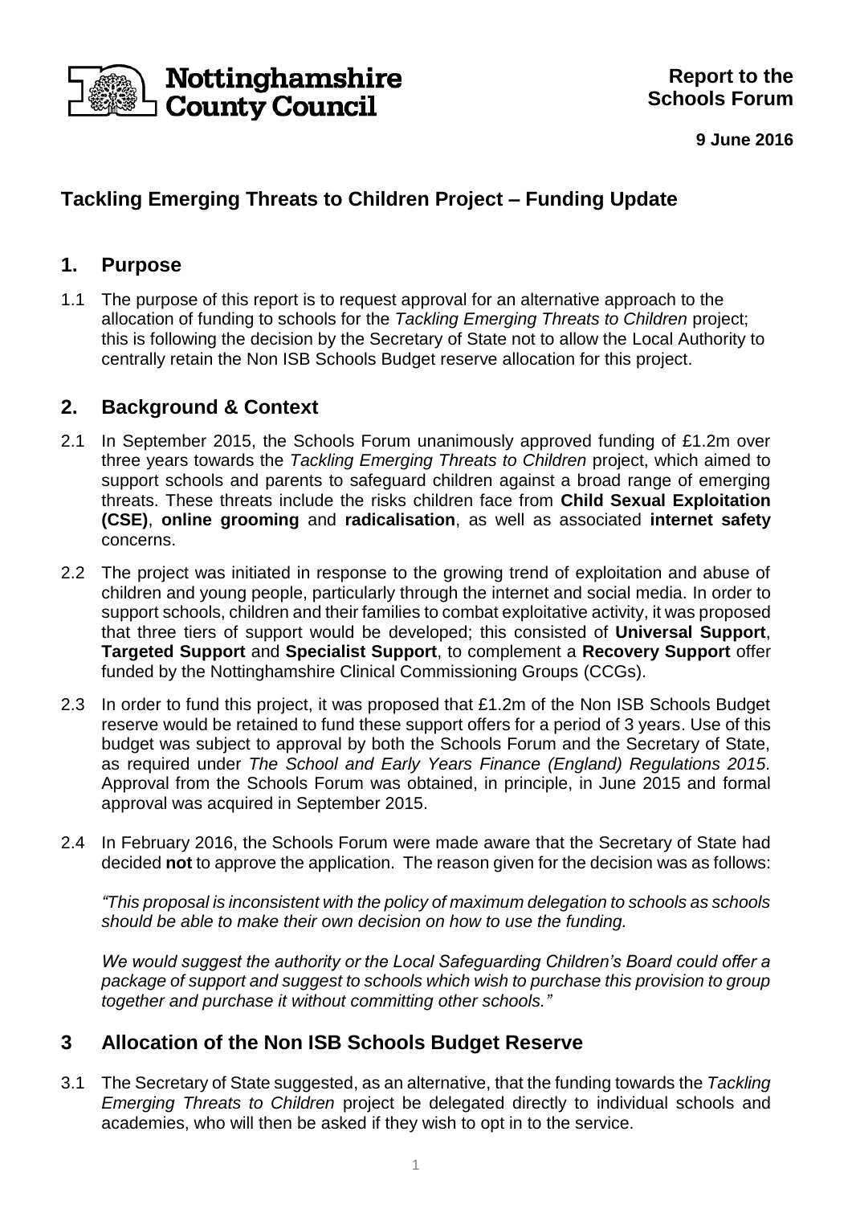Nottinghamshire County Council

**Report to the Schools Forum**

**9 June 2016**

## Tackling Emerging Threats to Children Project – Funding Update

## 1. Purpose

1.1 The purpose of this report is to request approval for an alternative approach to the allocation of funding to schools for the *Tackling Emerging Threats to Children* project; this is following the decision by the Secretary of State not to allow the Local Authority to centrally retain the Non ISB Schools Budget reserve allocation for this project.

## 2. Background & Context

2.1 In September 2015, the Schools Forum unanimously approved funding of £1.2m over three years towards the *Tackling Emerging Threats to Children* project, which aimed to support schools and parents to safeguard children against a broad range of emerging threats. These threats include the risks children face from **Child Sexual Exploitation (CSE)**, **online grooming** and **radicalisation**, as well as associated **internet safety** concerns.

2.2 The project was initiated in response to the growing trend of exploitation and abuse of children and young people, particularly through the internet and social media. In order to support schools, children and their families to combat exploitative activity, it was proposed that three tiers of support would be developed; this consisted of **Universal Support**, **Targeted Support** and **Specialist Support**, to complement a **Recovery Support** offer funded by the Nottinghamshire Clinical Commissioning Groups (CCGs).

2.3 In order to fund this project, it was proposed that £1.2m of the Non ISB Schools Budget reserve would be retained to fund these support offers for a period of 3 years. Use of this budget was subject to approval by both the Schools Forum and the Secretary of State, as required under *The School and Early Years Finance (England) Regulations 2015.* Approval from the Schools Forum was obtained, in principle, in June 2015 and formal approval was acquired in September 2015.

2.4 In February 2016, the Schools Forum were made aware that the Secretary of State had decided **not** to approve the application. The reason given for the decision was as follows:

*"This proposal is inconsistent with the policy of maximum delegation to schools as schools should be able to make their own decision on how to use the funding.*

*We would suggest the authority or the Local Safeguarding Children's Board could offer a package of support and suggest to schools which wish to purchase this provision to group together and purchase it without committing other schools."*

## 3 Allocation of the Non ISB Schools Budget Reserve

3.1 The Secretary of State suggested, as an alternative, that the funding towards the *Tackling Emerging Threats to Children* project be delegated directly to individual schools and academies, who will then be asked if they wish to opt in to the service.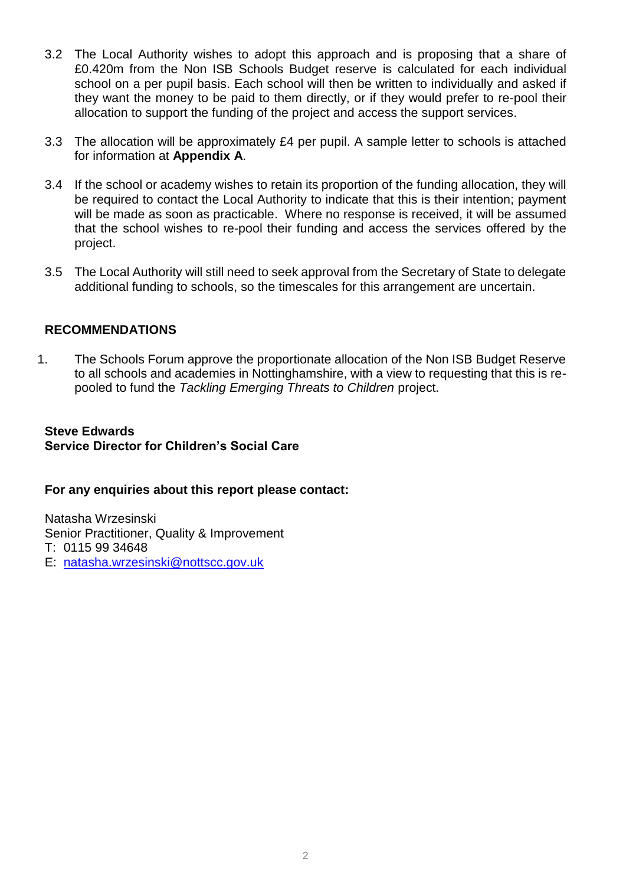3.2 The Local Authority wishes to adopt this approach and is proposing that a share of £0.420m from the Non ISB Schools Budget reserve is calculated for each individual school on a per pupil basis. Each school will then be written to individually and asked if they want the money to be paid to them directly, or if they would prefer to re-pool their allocation to support the funding of the project and access the support services.

3.3 The allocation will be approximately £4 per pupil. A sample letter to schools is attached for information at **Appendix A**.

3.4 If the school or academy wishes to retain its proportion of the funding allocation, they will be required to contact the Local Authority to indicate that this is their intention; payment will be made as soon as practicable. Where no response is received, it will be assumed that the school wishes to re-pool their funding and access the services offered by the project.

3.5 The Local Authority will still need to seek approval from the Secretary of State to delegate additional funding to schools, so the timescales for this arrangement are uncertain.

## RECOMMENDATIONS

1. The Schools Forum approve the proportionate allocation of the Non ISB Budget Reserve to all schools and academies in Nottinghamshire, with a view to requesting that this is re-pooled to fund the *Tackling Emerging Threats to Children* project.

**Steve Edwards**
**Service Director for Children's Social Care**

**For any enquiries about this report please contact:**

Natasha Wrzesinski
Senior Practitioner, Quality & Improvement
T: 0115 99 34648
E: natasha.wrzesinski@nottscc.gov.uk